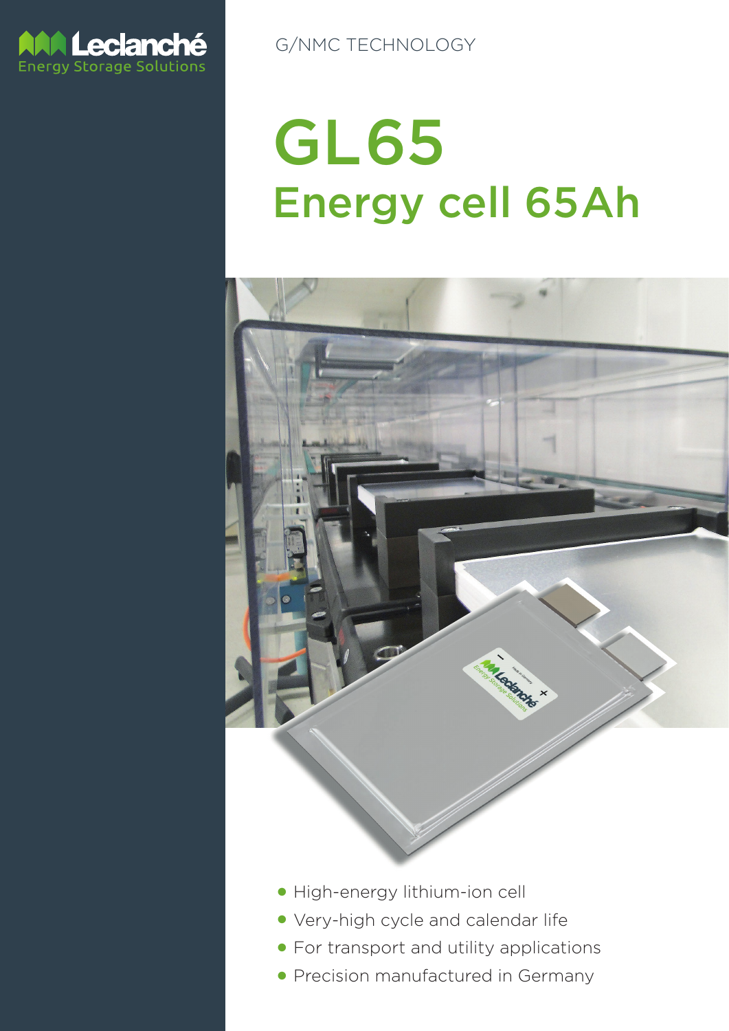Leclanché
Energy Storage Solutions

G/NMC TECHNOLOGY

# GL65

## Energy cell 65Ah

- High-energy lithium-ion cell
- Very-high cycle and calendar life
- For transport and utility applications
- Precision manufactured in Germany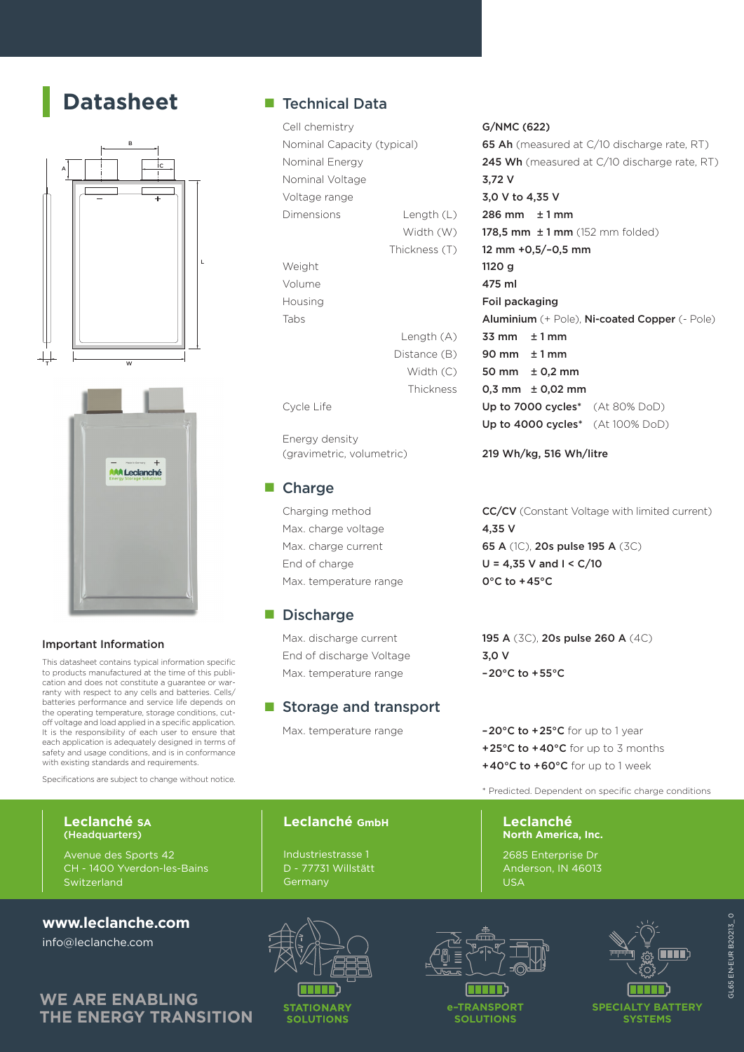# Datasheet

B

A

C

L

T

W

### Important Information

This datasheet contains typical information specific to products manufactured at the time of this publication and does not constitute a guarantee or warranty with respect to any cells and batteries. Cells/batteries performance and service life depends on the operating temperature, storage conditions, cut-off voltage and load applied in a specific application. It is the responsibility of each user to ensure that each application is adequately designed in terms of safety and usage conditions, and is in conformance with existing standards and requirements.

Specifications are subject to change without notice.

## Technical Data

| | | |
|---|---|---|
| Cell chemistry | | **G/NMC (622)** |
| Nominal Capacity (typical) | | **65 Ah** (measured at C/10 discharge rate, RT) |
| Nominal Energy | | **245 Wh** (measured at C/10 discharge rate, RT) |
| Nominal Voltage | | **3,72 V** |
| Voltage range | | **3,0 V to 4,35 V** |
| Dimensions | Length (L) | **286 mm ± 1 mm** |
| | Width (W) | **178,5 mm ± 1 mm** (152 mm folded) |
| | Thickness (T) | **12 mm +0,5/-0,5 mm** |
| Weight | | **1120 g** |
| Volume | | **475 ml** |
| Housing | | **Foil packaging** |
| Tabs | | **Aluminium** (+ Pole), **Ni-coated Copper** (- Pole) |
| | Length (A) | **33 mm ± 1 mm** |
| | Distance (B) | **90 mm ± 1 mm** |
| | Width (C) | **50 mm ± 0,2 mm** |
| | Thickness | **0,3 mm ± 0,02 mm** |
| Cycle Life | | **Up to 7000 cycles*** (At 80% DoD) |
| | | **Up to 4000 cycles*** (At 100% DoD) |
| Energy density (gravimetric, volumetric) | | **219 Wh/kg, 516 Wh/litre** |

## Charge

| | |
|---|---|
| Charging method | **CC/CV** (Constant Voltage with limited current) |
| Max. charge voltage | **4,35 V** |
| Max. charge current | **65 A** (1C), **20s pulse 195 A** (3C) |
| End of charge | **U = 4,35 V and I < C/10** |
| Max. temperature range | **0°C to +45°C** |

## Discharge

| | |
|---|---|
| Max. discharge current | **195 A** (3C), **20s pulse 260 A** (4C) |
| End of discharge Voltage | **3,0 V** |
| Max. temperature range | **-20°C to +55°C** |

## Storage and transport

| | |
|---|---|
| Max. temperature range | **-20°C to +25°C** for up to 1 year |
| | **+25°C to +40°C** for up to 3 months |
| | **+40°C to +60°C** for up to 1 week |

\* Predicted. Dependent on specific charge conditions

**Leclanché SA (Headquarters)**
Avenue des Sports 42
CH - 1400 Yverdon-les-Bains
Switzerland

**Leclanché GmbH**
Industriestrasse 1
D - 77731 Willstätt
Germany

**Leclanché North America, Inc.**
2685 Enterprise Dr
Anderson, IN 46013
USA

**www.leclanche.com**
info@leclanche.com

**WE ARE ENABLING THE ENERGY TRANSITION**

STATIONARY SOLUTIONS

e-TRANSPORT SOLUTIONS

SPECIALTY BATTERY SYSTEMS

GL65 EN-EUR B20213_0